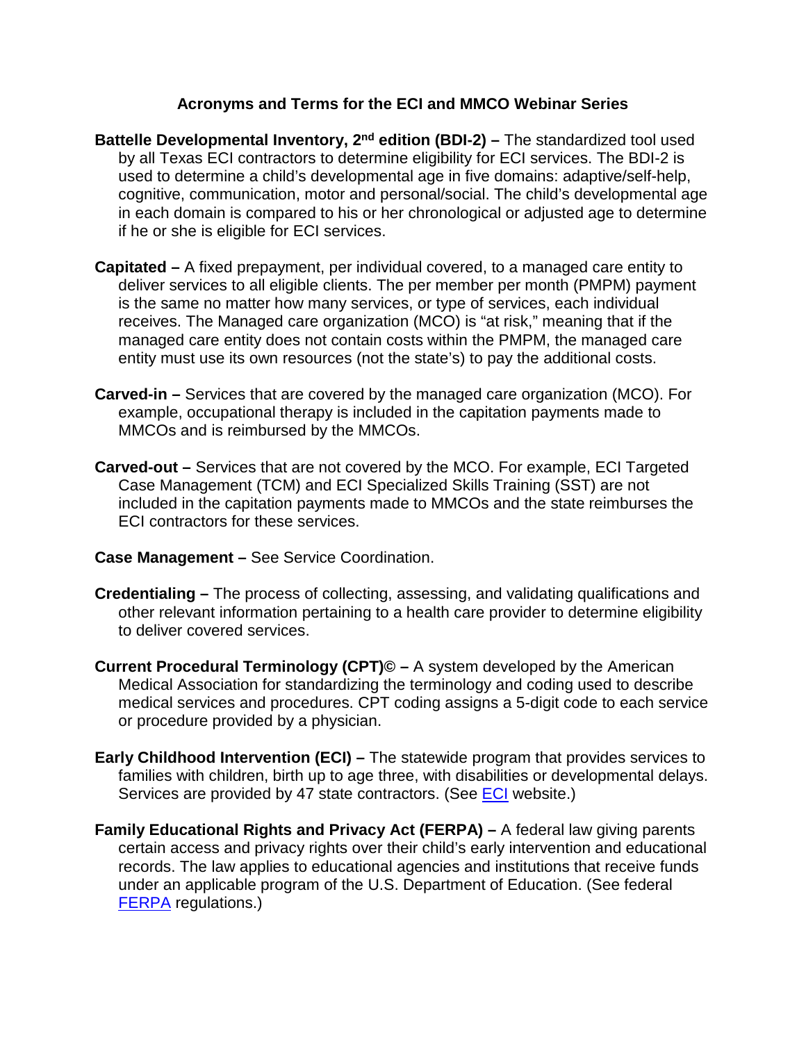# Acronyms and Terms for the ECI and MMCO Webinar Series

**Battelle Developmental Inventory, 2nd edition (BDI-2) –** The standardized tool used by all Texas ECI contractors to determine eligibility for ECI services. The BDI-2 is used to determine a child's developmental age in five domains: adaptive/self-help, cognitive, communication, motor and personal/social. The child's developmental age in each domain is compared to his or her chronological or adjusted age to determine if he or she is eligible for ECI services.

**Capitated –** A fixed prepayment, per individual covered, to a managed care entity to deliver services to all eligible clients. The per member per month (PMPM) payment is the same no matter how many services, or type of services, each individual receives. The Managed care organization (MCO) is "at risk," meaning that if the managed care entity does not contain costs within the PMPM, the managed care entity must use its own resources (not the state's) to pay the additional costs.

**Carved-in –** Services that are covered by the managed care organization (MCO). For example, occupational therapy is included in the capitation payments made to MMCOs and is reimbursed by the MMCOs.

**Carved-out –** Services that are not covered by the MCO. For example, ECI Targeted Case Management (TCM) and ECI Specialized Skills Training (SST) are not included in the capitation payments made to MMCOs and the state reimburses the ECI contractors for these services.

**Case Management –** See Service Coordination.

**Credentialing –** The process of collecting, assessing, and validating qualifications and other relevant information pertaining to a health care provider to determine eligibility to deliver covered services.

**Current Procedural Terminology (CPT)© –** A system developed by the American Medical Association for standardizing the terminology and coding used to describe medical services and procedures. CPT coding assigns a 5-digit code to each service or procedure provided by a physician.

**Early Childhood Intervention (ECI) –** The statewide program that provides services to families with children, birth up to age three, with disabilities or developmental delays. Services are provided by 47 state contractors. (See ECI website.)

**Family Educational Rights and Privacy Act (FERPA) –** A federal law giving parents certain access and privacy rights over their child's early intervention and educational records. The law applies to educational agencies and institutions that receive funds under an applicable program of the U.S. Department of Education. (See federal FERPA regulations.)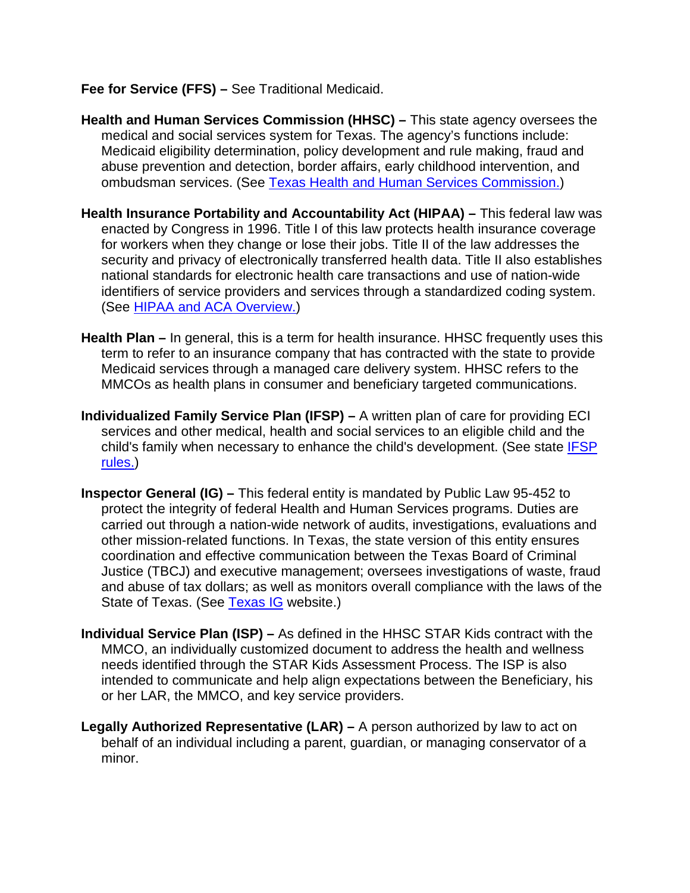**Fee for Service (FFS) –** See Traditional Medicaid.

**Health and Human Services Commission (HHSC) –** This state agency oversees the medical and social services system for Texas. The agency's functions include: Medicaid eligibility determination, policy development and rule making, fraud and abuse prevention and detection, border affairs, early childhood intervention, and ombudsman services. (See [Texas Health and Human Services Commission.](Texas Health and Human Services Commission.))

**Health Insurance Portability and Accountability Act (HIPAA) –** This federal law was enacted by Congress in 1996. Title I of this law protects health insurance coverage for workers when they change or lose their jobs. Title II of the law addresses the security and privacy of electronically transferred health data. Title II also establishes national standards for electronic health care transactions and use of nation-wide identifiers of service providers and services through a standardized coding system. (See [HIPAA and ACA Overview.](HIPAA and ACA Overview.))

**Health Plan –** In general, this is a term for health insurance. HHSC frequently uses this term to refer to an insurance company that has contracted with the state to provide Medicaid services through a managed care delivery system. HHSC refers to the MMCOs as health plans in consumer and beneficiary targeted communications.

**Individualized Family Service Plan (IFSP) –** A written plan of care for providing ECI services and other medical, health and social services to an eligible child and the child's family when necessary to enhance the child's development. (See state [IFSP rules.](IFSP rules.))

**Inspector General (IG) –** This federal entity is mandated by Public Law 95-452 to protect the integrity of federal Health and Human Services programs. Duties are carried out through a nation-wide network of audits, investigations, evaluations and other mission-related functions. In Texas, the state version of this entity ensures coordination and effective communication between the Texas Board of Criminal Justice (TBCJ) and executive management; oversees investigations of waste, fraud and abuse of tax dollars; as well as monitors overall compliance with the laws of the State of Texas. (See [Texas IG](Texas IG) website.)

**Individual Service Plan (ISP) –** As defined in the HHSC STAR Kids contract with the MMCO, an individually customized document to address the health and wellness needs identified through the STAR Kids Assessment Process. The ISP is also intended to communicate and help align expectations between the Beneficiary, his or her LAR, the MMCO, and key service providers.

**Legally Authorized Representative (LAR) –** A person authorized by law to act on behalf of an individual including a parent, guardian, or managing conservator of a minor.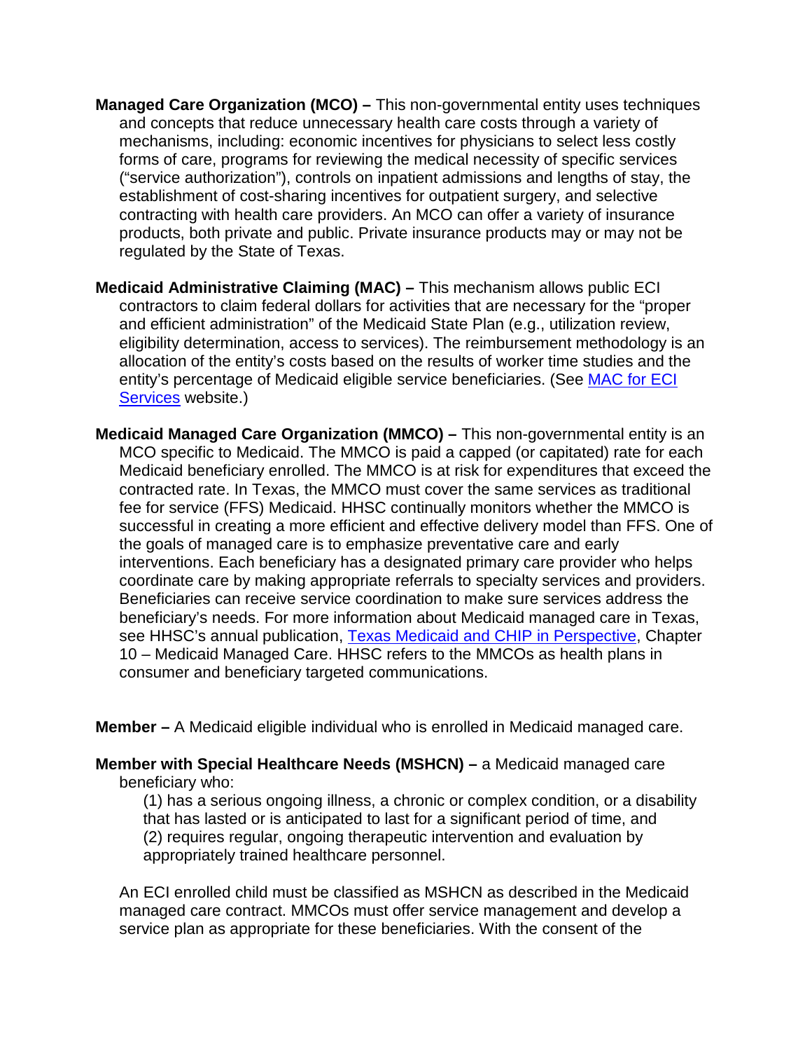**Managed Care Organization (MCO) –** This non-governmental entity uses techniques and concepts that reduce unnecessary health care costs through a variety of mechanisms, including: economic incentives for physicians to select less costly forms of care, programs for reviewing the medical necessity of specific services ("service authorization"), controls on inpatient admissions and lengths of stay, the establishment of cost-sharing incentives for outpatient surgery, and selective contracting with health care providers. An MCO can offer a variety of insurance products, both private and public. Private insurance products may or may not be regulated by the State of Texas.

**Medicaid Administrative Claiming (MAC) –** This mechanism allows public ECI contractors to claim federal dollars for activities that are necessary for the "proper and efficient administration" of the Medicaid State Plan (e.g., utilization review, eligibility determination, access to services). The reimbursement methodology is an allocation of the entity's costs based on the results of worker time studies and the entity's percentage of Medicaid eligible service beneficiaries. (See MAC for ECI Services website.)

**Medicaid Managed Care Organization (MMCO) –** This non-governmental entity is an MCO specific to Medicaid. The MMCO is paid a capped (or capitated) rate for each Medicaid beneficiary enrolled. The MMCO is at risk for expenditures that exceed the contracted rate. In Texas, the MMCO must cover the same services as traditional fee for service (FFS) Medicaid. HHSC continually monitors whether the MMCO is successful in creating a more efficient and effective delivery model than FFS. One of the goals of managed care is to emphasize preventative care and early interventions. Each beneficiary has a designated primary care provider who helps coordinate care by making appropriate referrals to specialty services and providers. Beneficiaries can receive service coordination to make sure services address the beneficiary's needs. For more information about Medicaid managed care in Texas, see HHSC's annual publication, Texas Medicaid and CHIP in Perspective, Chapter 10 – Medicaid Managed Care. HHSC refers to the MMCOs as health plans in consumer and beneficiary targeted communications.

**Member –** A Medicaid eligible individual who is enrolled in Medicaid managed care.

**Member with Special Healthcare Needs (MSHCN) –** a Medicaid managed care beneficiary who:

(1) has a serious ongoing illness, a chronic or complex condition, or a disability that has lasted or is anticipated to last for a significant period of time, and
(2) requires regular, ongoing therapeutic intervention and evaluation by appropriately trained healthcare personnel.

An ECI enrolled child must be classified as MSHCN as described in the Medicaid managed care contract. MMCOs must offer service management and develop a service plan as appropriate for these beneficiaries. With the consent of the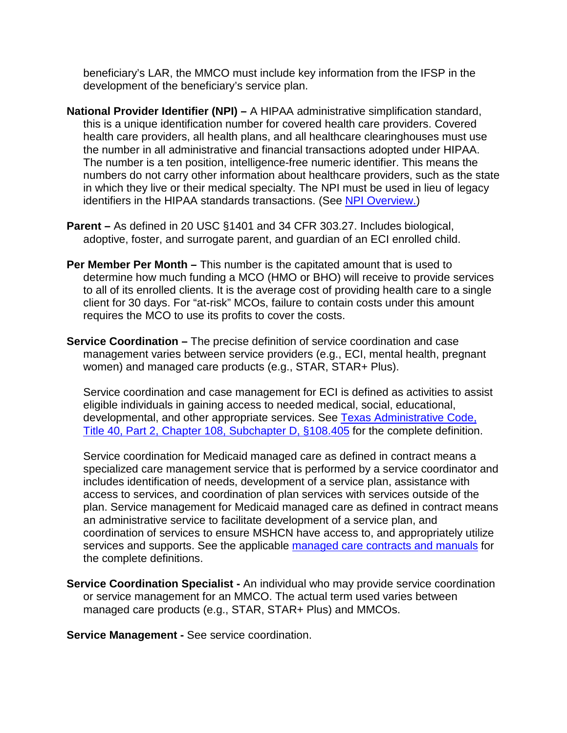beneficiary's LAR, the MMCO must include key information from the IFSP in the development of the beneficiary's service plan.

**National Provider Identifier (NPI) –** A HIPAA administrative simplification standard, this is a unique identification number for covered health care providers. Covered health care providers, all health plans, and all healthcare clearinghouses must use the number in all administrative and financial transactions adopted under HIPAA. The number is a ten position, intelligence-free numeric identifier. This means the numbers do not carry other information about healthcare providers, such as the state in which they live or their medical specialty. The NPI must be used in lieu of legacy identifiers in the HIPAA standards transactions. (See [NPI Overview.](NPI Overview.))

**Parent –** As defined in 20 USC §1401 and 34 CFR 303.27. Includes biological, adoptive, foster, and surrogate parent, and guardian of an ECI enrolled child.

**Per Member Per Month –** This number is the capitated amount that is used to determine how much funding a MCO (HMO or BHO) will receive to provide services to all of its enrolled clients. It is the average cost of providing health care to a single client for 30 days. For "at-risk" MCOs, failure to contain costs under this amount requires the MCO to use its profits to cover the costs.

**Service Coordination –** The precise definition of service coordination and case management varies between service providers (e.g., ECI, mental health, pregnant women) and managed care products (e.g., STAR, STAR+ Plus).

Service coordination and case management for ECI is defined as activities to assist eligible individuals in gaining access to needed medical, social, educational, developmental, and other appropriate services. See Texas Administrative Code, Title 40, Part 2, Chapter 108, Subchapter D, §108.405 for the complete definition.

Service coordination for Medicaid managed care as defined in contract means a specialized care management service that is performed by a service coordinator and includes identification of needs, development of a service plan, assistance with access to services, and coordination of plan services with services outside of the plan. Service management for Medicaid managed care as defined in contract means an administrative service to facilitate development of a service plan, and coordination of services to ensure MSHCN have access to, and appropriately utilize services and supports. See the applicable managed care contracts and manuals for the complete definitions.

**Service Coordination Specialist -** An individual who may provide service coordination or service management for an MMCO. The actual term used varies between managed care products (e.g., STAR, STAR+ Plus) and MMCOs.

**Service Management -** See service coordination.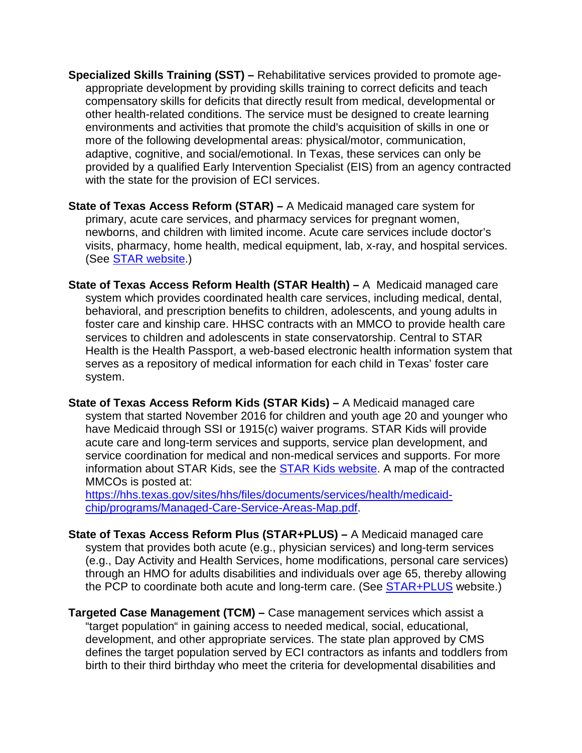**Specialized Skills Training (SST) –** Rehabilitative services provided to promote age-appropriate development by providing skills training to correct deficits and teach compensatory skills for deficits that directly result from medical, developmental or other health-related conditions. The service must be designed to create learning environments and activities that promote the child's acquisition of skills in one or more of the following developmental areas: physical/motor, communication, adaptive, cognitive, and social/emotional. In Texas, these services can only be provided by a qualified Early Intervention Specialist (EIS) from an agency contracted with the state for the provision of ECI services.

**State of Texas Access Reform (STAR) –** A Medicaid managed care system for primary, acute care services, and pharmacy services for pregnant women, newborns, and children with limited income. Acute care services include doctor's visits, pharmacy, home health, medical equipment, lab, x-ray, and hospital services. (See STAR website.)

**State of Texas Access Reform Health (STAR Health) –** A Medicaid managed care system which provides coordinated health care services, including medical, dental, behavioral, and prescription benefits to children, adolescents, and young adults in foster care and kinship care. HHSC contracts with an MMCO to provide health care services to children and adolescents in state conservatorship. Central to STAR Health is the Health Passport, a web-based electronic health information system that serves as a repository of medical information for each child in Texas' foster care system.

**State of Texas Access Reform Kids (STAR Kids) –** A Medicaid managed care system that started November 2016 for children and youth age 20 and younger who have Medicaid through SSI or 1915(c) waiver programs. STAR Kids will provide acute care and long-term services and supports, service plan development, and service coordination for medical and non-medical services and supports. For more information about STAR Kids, see the STAR Kids website. A map of the contracted MMCOs is posted at: https://hhs.texas.gov/sites/hhs/files/documents/services/health/medicaid-chip/programs/Managed-Care-Service-Areas-Map.pdf.

**State of Texas Access Reform Plus (STAR+PLUS) –** A Medicaid managed care system that provides both acute (e.g., physician services) and long-term services (e.g., Day Activity and Health Services, home modifications, personal care services) through an HMO for adults disabilities and individuals over age 65, thereby allowing the PCP to coordinate both acute and long-term care. (See STAR+PLUS website.)

**Targeted Case Management (TCM) –** Case management services which assist a "target population" in gaining access to needed medical, social, educational, development, and other appropriate services. The state plan approved by CMS defines the target population served by ECI contractors as infants and toddlers from birth to their third birthday who meet the criteria for developmental disabilities and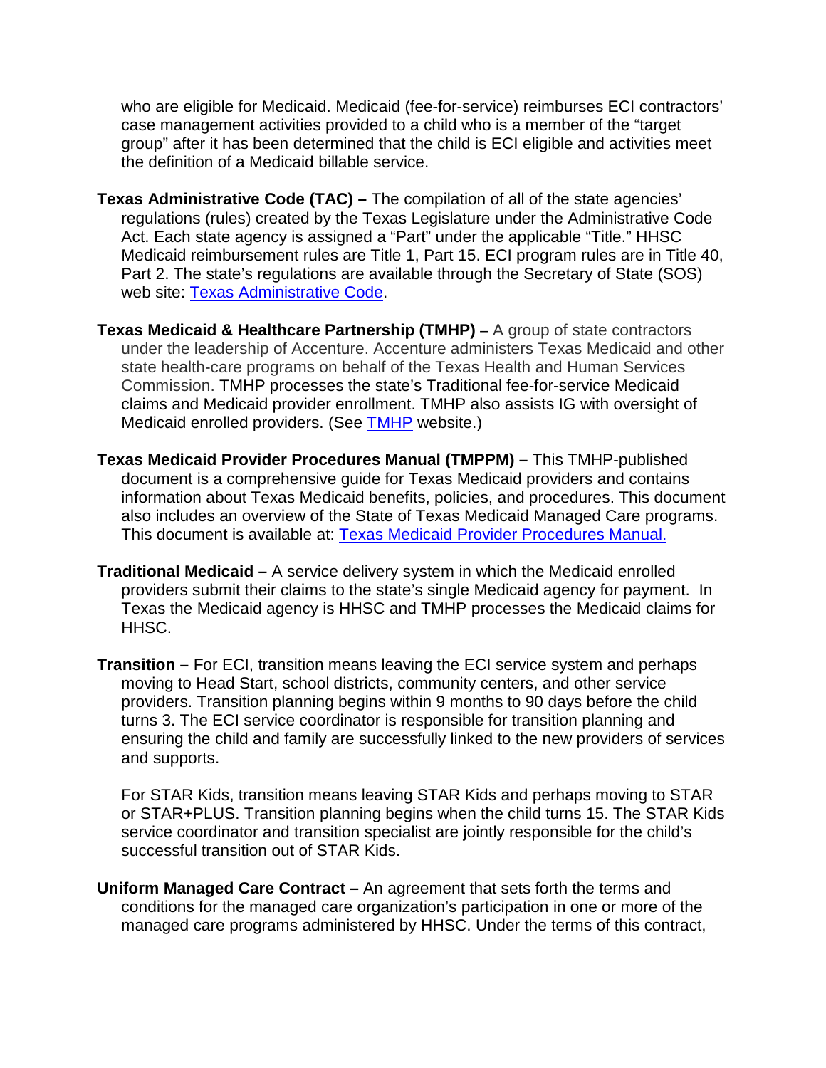who are eligible for Medicaid. Medicaid (fee-for-service) reimburses ECI contractors' case management activities provided to a child who is a member of the "target group" after it has been determined that the child is ECI eligible and activities meet the definition of a Medicaid billable service.

**Texas Administrative Code (TAC) –** The compilation of all of the state agencies' regulations (rules) created by the Texas Legislature under the Administrative Code Act. Each state agency is assigned a "Part" under the applicable "Title." HHSC Medicaid reimbursement rules are Title 1, Part 15. ECI program rules are in Title 40, Part 2. The state's regulations are available through the Secretary of State (SOS) web site: [Texas Administrative Code](Texas Administrative Code).

**Texas Medicaid & Healthcare Partnership (TMHP)** – A group of state contractors under the leadership of Accenture. Accenture administers Texas Medicaid and other state health-care programs on behalf of the Texas Health and Human Services Commission. TMHP processes the state's Traditional fee-for-service Medicaid claims and Medicaid provider enrollment. TMHP also assists IG with oversight of Medicaid enrolled providers. (See [TMHP](TMHP) website.)

**Texas Medicaid Provider Procedures Manual (TMPPM) –** This TMHP-published document is a comprehensive guide for Texas Medicaid providers and contains information about Texas Medicaid benefits, policies, and procedures. This document also includes an overview of the State of Texas Medicaid Managed Care programs. This document is available at: [Texas Medicaid Provider Procedures Manual.](Texas Medicaid Provider Procedures Manual.)

**Traditional Medicaid –** A service delivery system in which the Medicaid enrolled providers submit their claims to the state's single Medicaid agency for payment. In Texas the Medicaid agency is HHSC and TMHP processes the Medicaid claims for HHSC.

**Transition –** For ECI, transition means leaving the ECI service system and perhaps moving to Head Start, school districts, community centers, and other service providers. Transition planning begins within 9 months to 90 days before the child turns 3. The ECI service coordinator is responsible for transition planning and ensuring the child and family are successfully linked to the new providers of services and supports.

For STAR Kids, transition means leaving STAR Kids and perhaps moving to STAR or STAR+PLUS. Transition planning begins when the child turns 15. The STAR Kids service coordinator and transition specialist are jointly responsible for the child's successful transition out of STAR Kids.

**Uniform Managed Care Contract –** An agreement that sets forth the terms and conditions for the managed care organization's participation in one or more of the managed care programs administered by HHSC. Under the terms of this contract,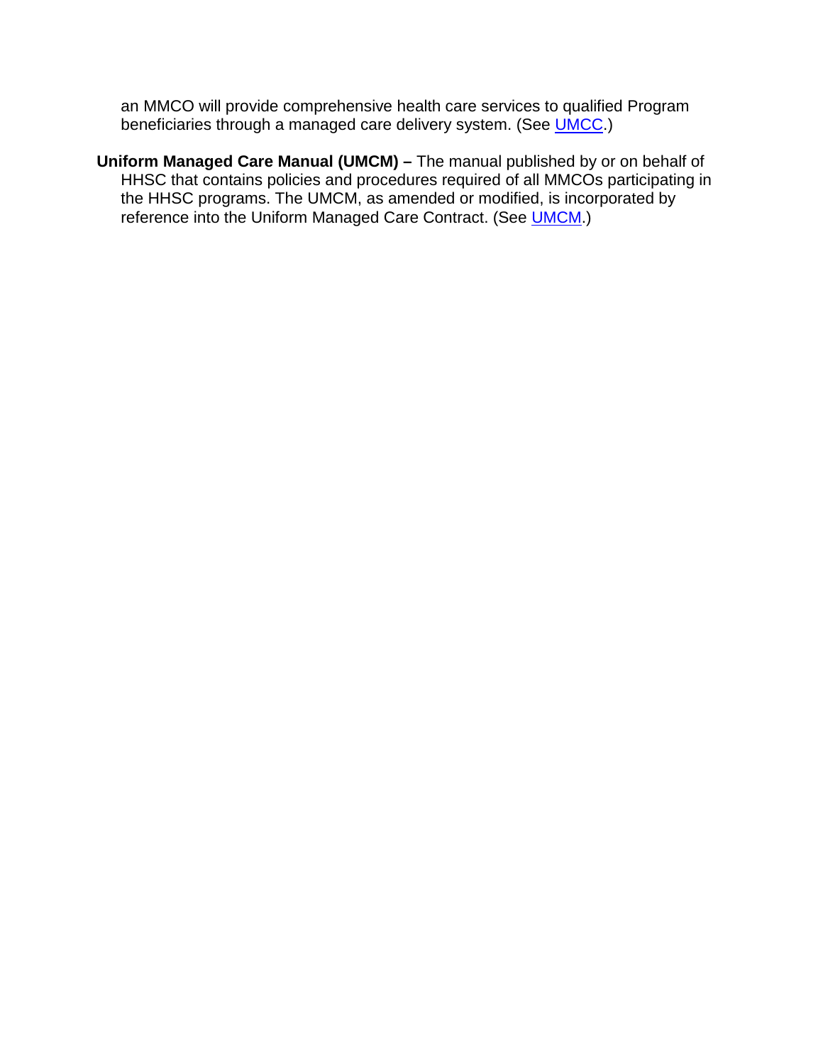an MMCO will provide comprehensive health care services to qualified Program beneficiaries through a managed care delivery system. (See UMCC.)

**Uniform Managed Care Manual (UMCM) –** The manual published by or on behalf of HHSC that contains policies and procedures required of all MMCOs participating in the HHSC programs. The UMCM, as amended or modified, is incorporated by reference into the Uniform Managed Care Contract. (See UMCM.)